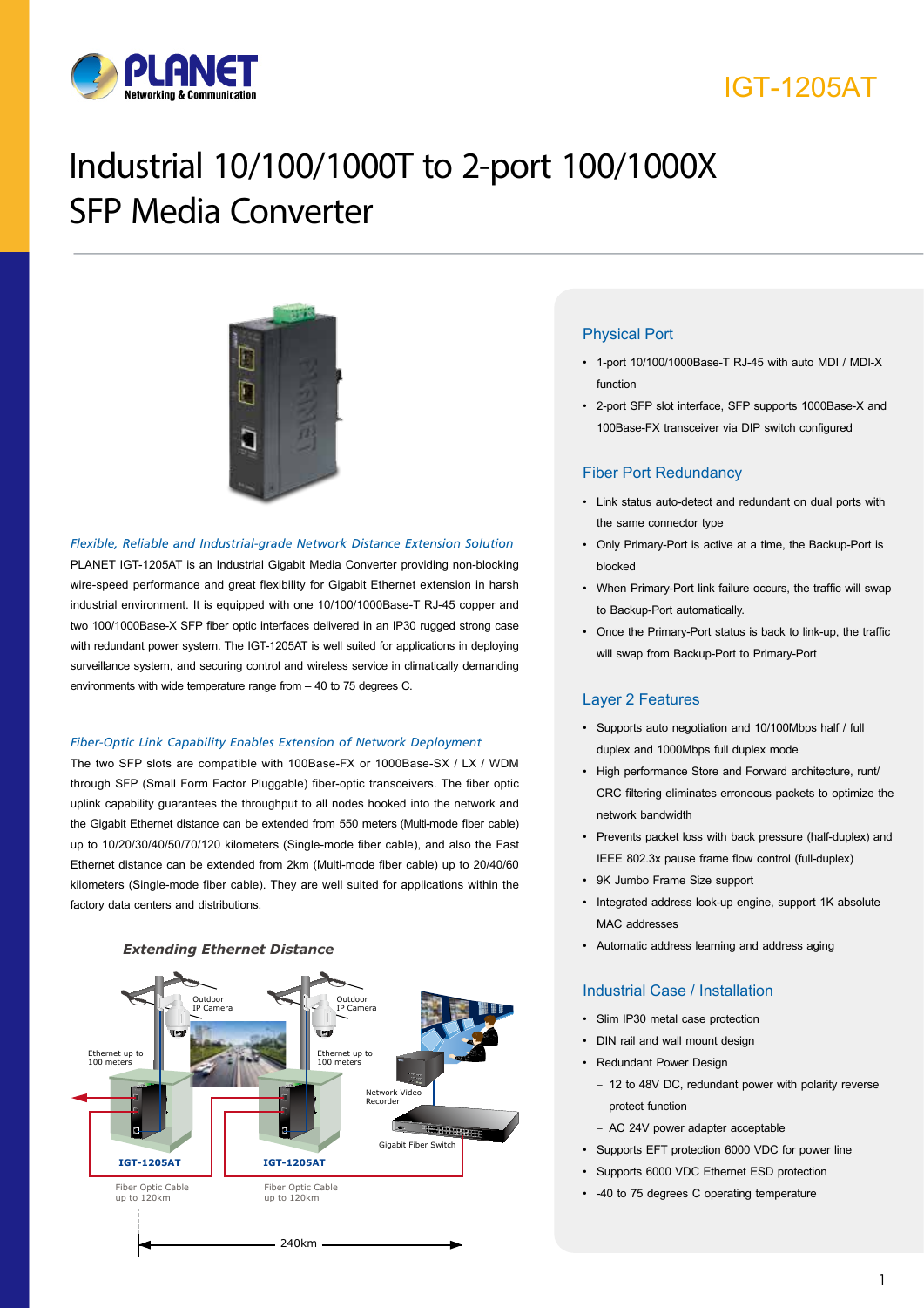# IGT-1205AT

# Industrial 10/100/1000T to 2-port 100/1000X SFP Media Converter

*Flexible, Reliable and Industrial-grade Network Distance Extension Solution*

PLANET IGT-1205AT is an Industrial Gigabit Media Converter providing non-blocking wire-speed performance and great flexibility for Gigabit Ethernet extension in harsh industrial environment. It is equipped with one 10/100/1000Base-T RJ-45 copper and two 100/1000Base-X SFP fiber optic interfaces delivered in an IP30 rugged strong case with redundant power system. The IGT-1205AT is well suited for applications in deploying surveillance system, and securing control and wireless service in climatically demanding environments with wide temperature range from – 40 to 75 degrees C.

*Fiber-Optic Link Capability Enables Extension of Network Deployment*

The two SFP slots are compatible with 100Base-FX or 1000Base-SX / LX / WDM through SFP (Small Form Factor Pluggable) fiber-optic transceivers. The fiber optic uplink capability guarantees the throughput to all nodes hooked into the network and the Gigabit Ethernet distance can be extended from 550 meters (Multi-mode fiber cable) up to 10/20/30/40/50/70/120 kilometers (Single-mode fiber cable), and also the Fast Ethernet distance can be extended from 2km (Multi-mode fiber cable) up to 20/40/60 kilometers (Single-mode fiber cable). They are well suited for applications within the factory data centers and distributions.

***Extending Ethernet Distance***

Outdoor IP Camera | Ethernet up to 100 meters | IGT-1205AT | Fiber Optic Cable up to 120km | Outdoor IP Camera | Ethernet up to 100 meters | IGT-1205AT | Fiber Optic Cable up to 120km | Network Video Recorder | Gigabit Fiber Switch | 240km

## Physical Port

- 1-port 10/100/1000Base-T RJ-45 with auto MDI / MDI-X function
- 2-port SFP slot interface, SFP supports 1000Base-X and 100Base-FX transceiver via DIP switch configured

## Fiber Port Redundancy

- Link status auto-detect and redundant on dual ports with the same connector type
- Only Primary-Port is active at a time, the Backup-Port is blocked
- When Primary-Port link failure occurs, the traffic will swap to Backup-Port automatically.
- Once the Primary-Port status is back to link-up, the traffic will swap from Backup-Port to Primary-Port

## Layer 2 Features

- Supports auto negotiation and 10/100Mbps half / full duplex and 1000Mbps full duplex mode
- High performance Store and Forward architecture, runt/ CRC filtering eliminates erroneous packets to optimize the network bandwidth
- Prevents packet loss with back pressure (half-duplex) and IEEE 802.3x pause frame flow control (full-duplex)
- 9K Jumbo Frame Size support
- Integrated address look-up engine, support 1K absolute MAC addresses
- Automatic address learning and address aging

## Industrial Case / Installation

- Slim IP30 metal case protection
- DIN rail and wall mount design
- Redundant Power Design
  - 12 to 48V DC, redundant power with polarity reverse protect function
  - AC 24V power adapter acceptable
- Supports EFT protection 6000 VDC for power line
- Supports 6000 VDC Ethernet ESD protection
- -40 to 75 degrees C operating temperature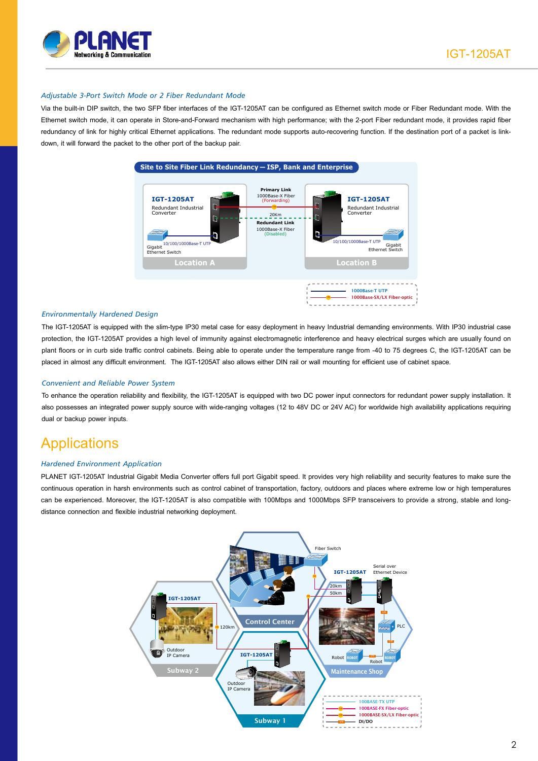### *Adjustable 3-Port Switch Mode or 2 Fiber Redundant Mode*

Via the built-in DIP switch, the two SFP fiber interfaces of the IGT-1205AT can be configured as Ethernet switch mode or Fiber Redundant mode. With the Ethernet switch mode, it can operate in Store-and-Forward mechanism with high performance; with the 2-port Fiber redundant mode, it provides rapid fiber redundancy of link for highly critical Ethernet applications. The redundant mode supports auto-recovering function. If the destination port of a packet is link-down, it will forward the packet to the other port of the backup pair.

### *Environmentally Hardened Design*

The IGT-1205AT is equipped with the slim-type IP30 metal case for easy deployment in heavy Industrial demanding environments. With IP30 industrial case protection, the IGT-1205AT provides a high level of immunity against electromagnetic interference and heavy electrical surges which are usually found on plant floors or in curb side traffic control cabinets. Being able to operate under the temperature range from -40 to 75 degrees C, the IGT-1205AT can be placed in almost any difficult environment. The IGT-1205AT also allows either DIN rail or wall mounting for efficient use of cabinet space.

### *Convenient and Reliable Power System*

To enhance the operation reliability and flexibility, the IGT-1205AT is equipped with two DC power input connectors for redundant power supply installation. It also possesses an integrated power supply source with wide-ranging voltages (12 to 48V DC or 24V AC) for worldwide high availability applications requiring dual or backup power inputs.

## Applications

### *Hardened Environment Application*

PLANET IGT-1205AT Industrial Gigabit Media Converter offers full port Gigabit speed. It provides very high reliability and security features to make sure the continuous operation in harsh environments such as control cabinet of transportation, factory, outdoors and places where extreme low or high temperatures can be experienced. Moreover, the IGT-1205AT is also compatible with 100Mbps and 1000Mbps SFP transceivers to provide a strong, stable and long-distance connection and flexible industrial networking deployment.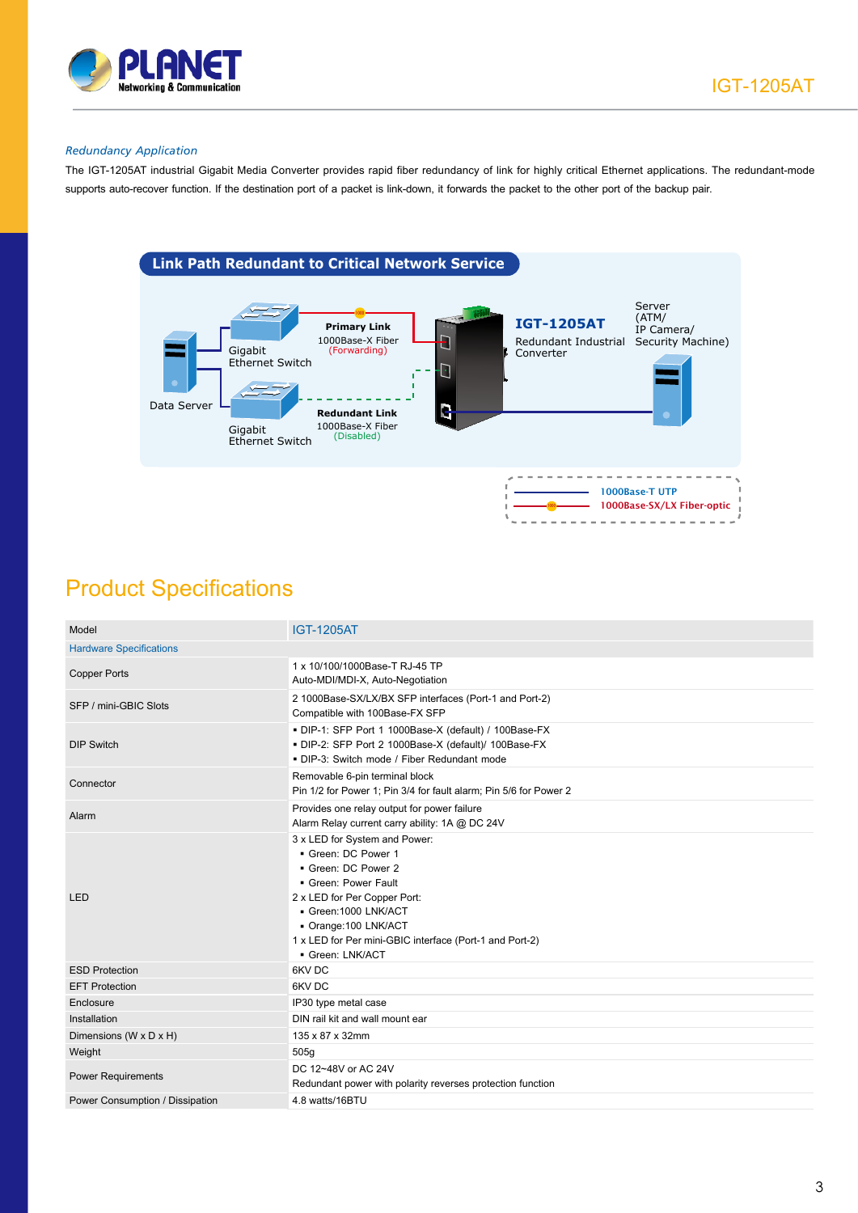### *Redundancy Application*

The IGT-1205AT industrial Gigabit Media Converter provides rapid fiber redundancy of link for highly critical Ethernet applications. The redundant-mode supports auto-recover function. If the destination port of a packet is link-down, it forwards the packet to the other port of the backup pair.

**Link Path Redundant to Critical Network Service**

Data Server
Gigabit Ethernet Switch
Gigabit Ethernet Switch
**Primary Link** 1000Base-X Fiber (Forwarding)
**Redundant Link** 1000Base-X Fiber (Disabled)
**IGT-1205AT** Redundant Industrial Converter
Server (ATM/ IP Camera/ Security Machine)

1000Base-T UTP
1000Base-SX/LX Fiber-optic

## Product Specifications

| Model | IGT-1205AT |
|---|---|
| **Hardware Specifications** | |
| Copper Ports | 1 x 10/100/1000Base-T RJ-45 TP<br>Auto-MDI/MDI-X, Auto-Negotiation |
| SFP / mini-GBIC Slots | 2 1000Base-SX/LX/BX SFP interfaces (Port-1 and Port-2)<br>Compatible with 100Base-FX SFP |
| DIP Switch | ▪ DIP-1: SFP Port 1 1000Base-X (default) / 100Base-FX<br>▪ DIP-2: SFP Port 2 1000Base-X (default)/ 100Base-FX<br>▪ DIP-3: Switch mode / Fiber Redundant mode |
| Connector | Removable 6-pin terminal block<br>Pin 1/2 for Power 1; Pin 3/4 for fault alarm; Pin 5/6 for Power 2 |
| Alarm | Provides one relay output for power failure<br>Alarm Relay current carry ability: 1A @ DC 24V |
| LED | 3 x LED for System and Power:<br>▪ Green: DC Power 1<br>▪ Green: DC Power 2<br>▪ Green: Power Fault<br>2 x LED for Per Copper Port:<br>▪ Green:1000 LNK/ACT<br>▪ Orange:100 LNK/ACT<br>1 x LED for Per mini-GBIC interface (Port-1 and Port-2)<br>▪ Green: LNK/ACT |
| ESD Protection | 6KV DC |
| EFT Protection | 6KV DC |
| Enclosure | IP30 type metal case |
| Installation | DIN rail kit and wall mount ear |
| Dimensions (W x D x H) | 135 x 87 x 32mm |
| Weight | 505g |
| Power Requirements | DC 12~48V or AC 24V<br>Redundant power with polarity reverses protection function |
| Power Consumption / Dissipation | 4.8 watts/16BTU |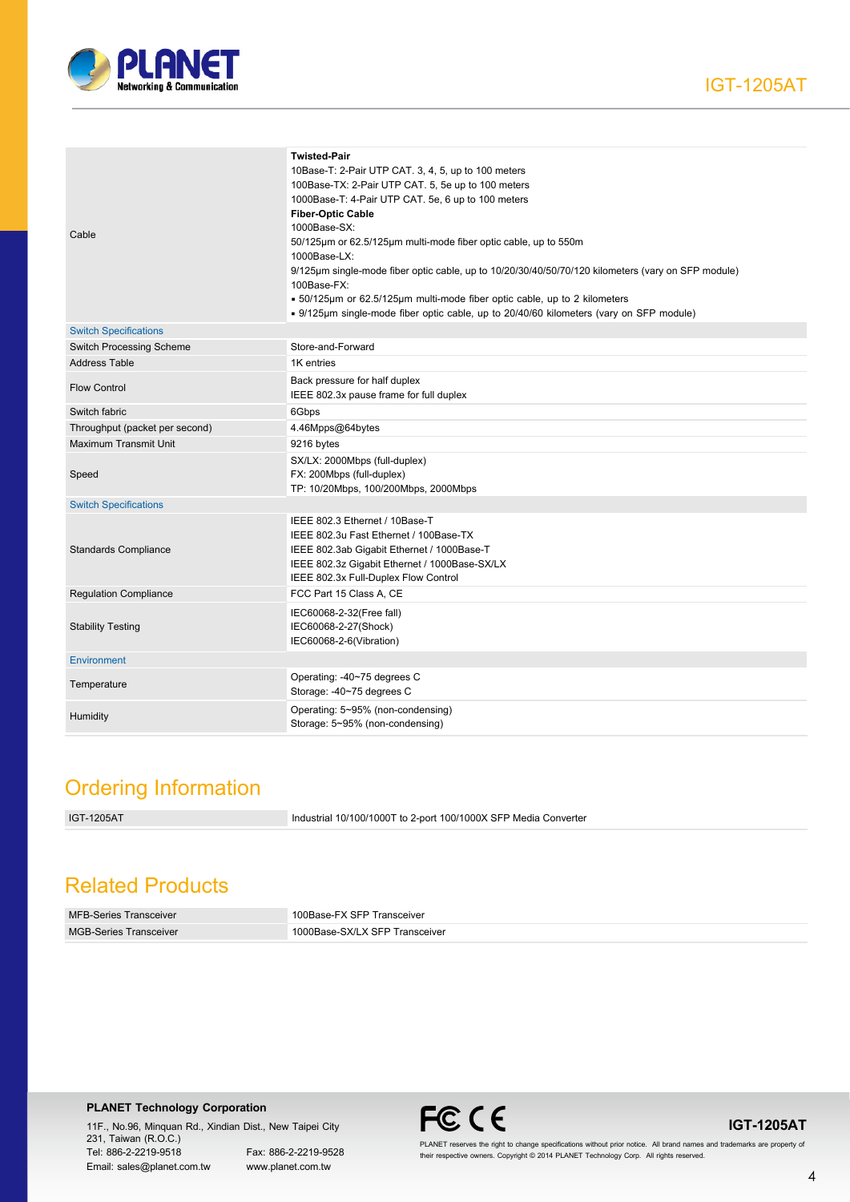| | |
|---|---|
| Cable | **Twisted-Pair**<br>10Base-T: 2-Pair UTP CAT. 3, 4, 5, up to 100 meters<br>100Base-TX: 2-Pair UTP CAT. 5, 5e up to 100 meters<br>1000Base-T: 4-Pair UTP CAT. 5e, 6 up to 100 meters<br>**Fiber-Optic Cable**<br>1000Base-SX:<br>50/125µm or 62.5/125µm multi-mode fiber optic cable, up to 550m<br>1000Base-LX:<br>9/125µm single-mode fiber optic cable, up to 10/20/30/40/50/70/120 kilometers (vary on SFP module)<br>100Base-FX:<br>▪ 50/125µm or 62.5/125µm multi-mode fiber optic cable, up to 2 kilometers<br>▪ 9/125µm single-mode fiber optic cable, up to 20/40/60 kilometers (vary on SFP module) |
| **Switch Specifications** | |
| Switch Processing Scheme | Store-and-Forward |
| Address Table | 1K entries |
| Flow Control | Back pressure for half duplex<br>IEEE 802.3x pause frame for full duplex |
| Switch fabric | 6Gbps |
| Throughput (packet per second) | 4.46Mpps@64bytes |
| Maximum Transmit Unit | 9216 bytes |
| Speed | SX/LX: 2000Mbps (full-duplex)<br>FX: 200Mbps (full-duplex)<br>TP: 10/20Mbps, 100/200Mbps, 2000Mbps |
| **Switch Specifications** | |
| Standards Compliance | IEEE 802.3 Ethernet / 10Base-T<br>IEEE 802.3u Fast Ethernet / 100Base-TX<br>IEEE 802.3ab Gigabit Ethernet / 1000Base-T<br>IEEE 802.3z Gigabit Ethernet / 1000Base-SX/LX<br>IEEE 802.3x Full-Duplex Flow Control |
| Regulation Compliance | FCC Part 15 Class A, CE |
| Stability Testing | IEC60068-2-32(Free fall)<br>IEC60068-2-27(Shock)<br>IEC60068-2-6(Vibration) |
| **Environment** | |
| Temperature | Operating: -40~75 degrees C<br>Storage: -40~75 degrees C |
| Humidity | Operating: 5~95% (non-condensing)<br>Storage: 5~95% (non-condensing) |

## Ordering Information

| | |
|---|---|
| IGT-1205AT | Industrial 10/100/1000T to 2-port 100/1000X SFP Media Converter |

## Related Products

| | |
|---|---|
| MFB-Series Transceiver | 100Base-FX SFP Transceiver |
| MGB-Series Transceiver | 1000Base-SX/LX SFP Transceiver |

**PLANET Technology Corporation**

11F., No.96, Minquan Rd., Xindian Dist., New Taipei City 231, Taiwan (R.O.C.)
Tel: 886-2-2219-9518 Fax: 886-2-2219-9528
Email: sales@planet.com.tw www.planet.com.tw

PLANET reserves the right to change specifications without prior notice. All brand names and trademarks are property of their respective owners. Copyright © 2014 PLANET Technology Corp. All rights reserved.